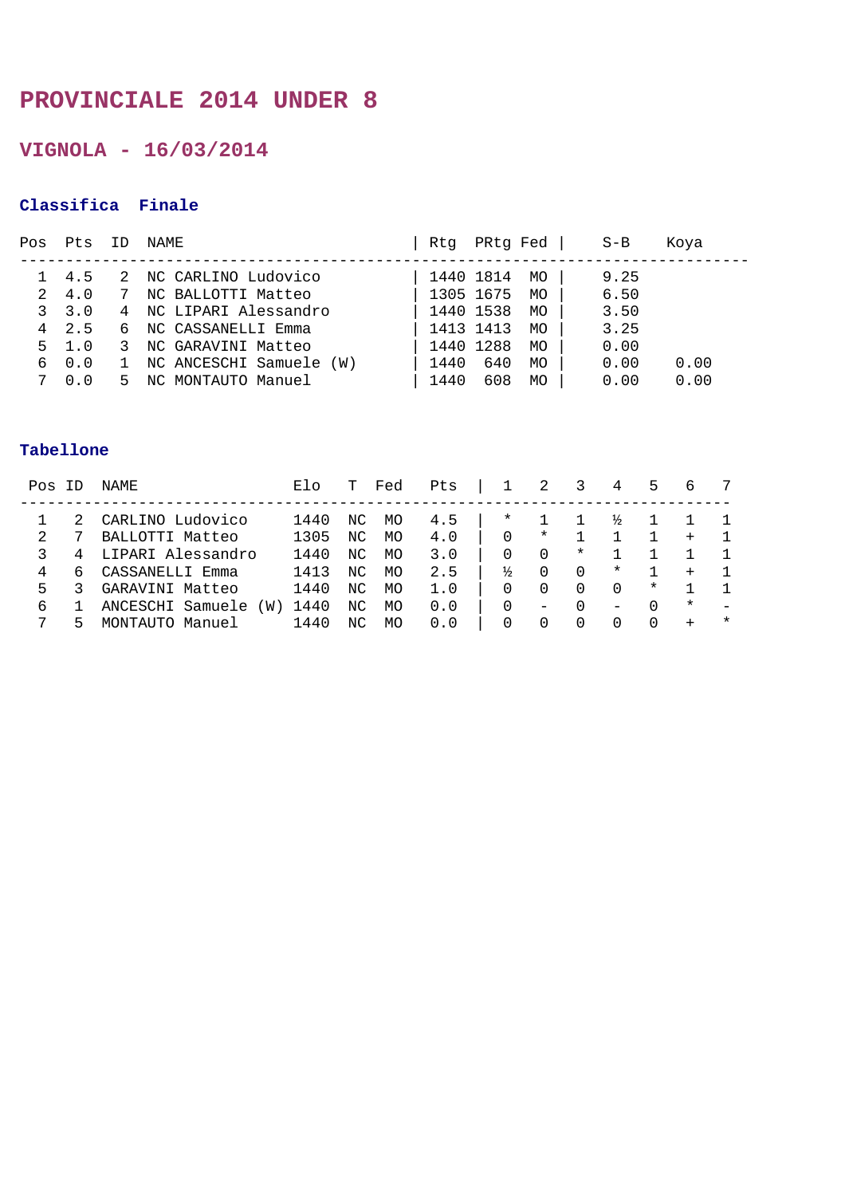# PROVINCIALE 2014 UNDER 8

## VIGNOLA - 16/03/2014

### Classifica Finale

| Pos | Pts | ID | NAME | Rtg | PRtg | Fed | S-B | Koya |
|---|---|---|---|---|---|---|---|---|
| 1 | 4.5 | 2 | NC CARLINO Ludovico | 1440 | 1814 | MO | 9.25 | |
| 2 | 4.0 | 7 | NC BALLOTTI Matteo | 1305 | 1675 | MO | 6.50 | |
| 3 | 3.0 | 4 | NC LIPARI Alessandro | 1440 | 1538 | MO | 3.50 | |
| 4 | 2.5 | 6 | NC CASSANELLI Emma | 1413 | 1413 | MO | 3.25 | |
| 5 | 1.0 | 3 | NC GARAVINI Matteo | 1440 | 1288 | MO | 0.00 | |
| 6 | 0.0 | 1 | NC ANCESCHI Samuele (W) | 1440 | 640 | MO | 0.00 | 0.00 |
| 7 | 0.0 | 5 | NC MONTAUTO Manuel | 1440 | 608 | MO | 0.00 | 0.00 |

### Tabellone

| Pos | ID | NAME | Elo | T | Fed | Pts | 1 | 2 | 3 | 4 | 5 | 6 | 7 |
|---|---|---|---|---|---|---|---|---|---|---|---|---|---|
| 1 | 2 | CARLINO Ludovico | 1440 | NC | MO | 4.5 | * | 1 | 1 | ½ | 1 | 1 | 1 |
| 2 | 7 | BALLOTTI Matteo | 1305 | NC | MO | 4.0 | 0 | * | 1 | 1 | 1 | + | 1 |
| 3 | 4 | LIPARI Alessandro | 1440 | NC | MO | 3.0 | 0 | 0 | * | 1 | 1 | 1 | 1 |
| 4 | 6 | CASSANELLI Emma | 1413 | NC | MO | 2.5 | ½ | 0 | 0 | * | 1 | + | 1 |
| 5 | 3 | GARAVINI Matteo | 1440 | NC | MO | 1.0 | 0 | 0 | 0 | 0 | * | 1 | 1 |
| 6 | 1 | ANCESCHI Samuele (W) | 1440 | NC | MO | 0.0 | 0 | - | 0 | - | 0 | * | - |
| 7 | 5 | MONTAUTO Manuel | 1440 | NC | MO | 0.0 | 0 | 0 | 0 | 0 | 0 | + | * |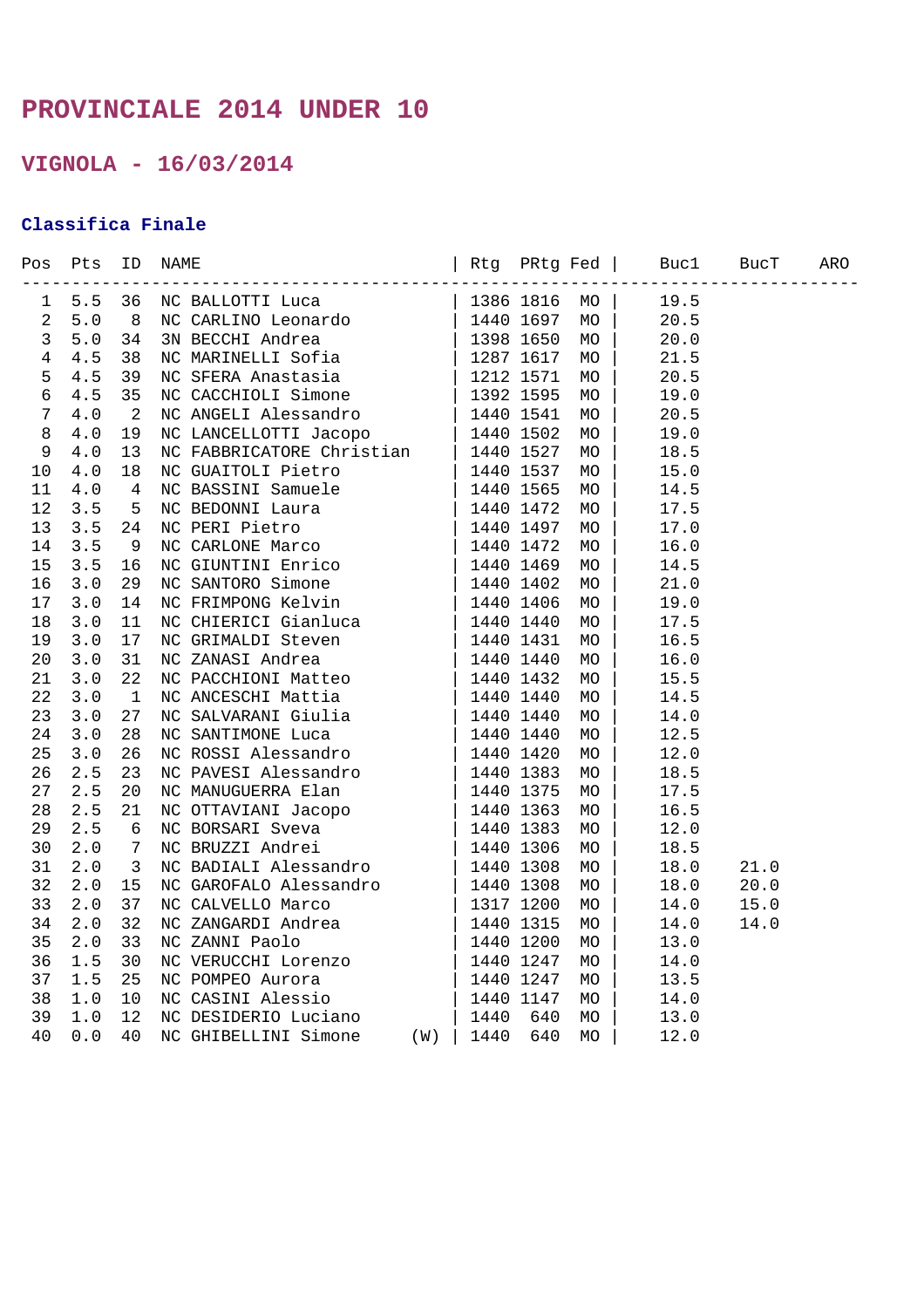# PROVINCIALE 2014 UNDER 10

## VIGNOLA - 16/03/2014

### Classifica Finale

| Pos | Pts | ID | NAME | Rtg | PRtg | Fed | Buc1 | BucT | ARO |
|---|---|---|---|---|---|---|---|---|---|
| 1 | 5.5 | 36 | NC BALLOTTI Luca | 1386 | 1816 | MO | 19.5 | | |
| 2 | 5.0 | 8 | NC CARLINO Leonardo | 1440 | 1697 | MO | 20.5 | | |
| 3 | 5.0 | 34 | 3N BECCHI Andrea | 1398 | 1650 | MO | 20.0 | | |
| 4 | 4.5 | 38 | NC MARINELLI Sofia | 1287 | 1617 | MO | 21.5 | | |
| 5 | 4.5 | 39 | NC SFERA Anastasia | 1212 | 1571 | MO | 20.5 | | |
| 6 | 4.5 | 35 | NC CACCHIOLI Simone | 1392 | 1595 | MO | 19.0 | | |
| 7 | 4.0 | 2 | NC ANGELI Alessandro | 1440 | 1541 | MO | 20.5 | | |
| 8 | 4.0 | 19 | NC LANCELLOTTI Jacopo | 1440 | 1502 | MO | 19.0 | | |
| 9 | 4.0 | 13 | NC FABBRICATORE Christian | 1440 | 1527 | MO | 18.5 | | |
| 10 | 4.0 | 18 | NC GUAITOLI Pietro | 1440 | 1537 | MO | 15.0 | | |
| 11 | 4.0 | 4 | NC BASSINI Samuele | 1440 | 1565 | MO | 14.5 | | |
| 12 | 3.5 | 5 | NC BEDONNI Laura | 1440 | 1472 | MO | 17.5 | | |
| 13 | 3.5 | 24 | NC PERI Pietro | 1440 | 1497 | MO | 17.0 | | |
| 14 | 3.5 | 9 | NC CARLONE Marco | 1440 | 1472 | MO | 16.0 | | |
| 15 | 3.5 | 16 | NC GIUNTINI Enrico | 1440 | 1469 | MO | 14.5 | | |
| 16 | 3.0 | 29 | NC SANTORO Simone | 1440 | 1402 | MO | 21.0 | | |
| 17 | 3.0 | 14 | NC FRIMPONG Kelvin | 1440 | 1406 | MO | 19.0 | | |
| 18 | 3.0 | 11 | NC CHIERICI Gianluca | 1440 | 1440 | MO | 17.5 | | |
| 19 | 3.0 | 17 | NC GRIMALDI Steven | 1440 | 1431 | MO | 16.5 | | |
| 20 | 3.0 | 31 | NC ZANASI Andrea | 1440 | 1440 | MO | 16.0 | | |
| 21 | 3.0 | 22 | NC PACCHIONI Matteo | 1440 | 1432 | MO | 15.5 | | |
| 22 | 3.0 | 1 | NC ANCESCHI Mattia | 1440 | 1440 | MO | 14.5 | | |
| 23 | 3.0 | 27 | NC SALVARANI Giulia | 1440 | 1440 | MO | 14.0 | | |
| 24 | 3.0 | 28 | NC SANTIMONE Luca | 1440 | 1440 | MO | 12.5 | | |
| 25 | 3.0 | 26 | NC ROSSI Alessandro | 1440 | 1420 | MO | 12.0 | | |
| 26 | 2.5 | 23 | NC PAVESI Alessandro | 1440 | 1383 | MO | 18.5 | | |
| 27 | 2.5 | 20 | NC MANUGUERRA Elan | 1440 | 1375 | MO | 17.5 | | |
| 28 | 2.5 | 21 | NC OTTAVIANI Jacopo | 1440 | 1363 | MO | 16.5 | | |
| 29 | 2.5 | 6 | NC BORSARI Sveva | 1440 | 1383 | MO | 12.0 | | |
| 30 | 2.0 | 7 | NC BRUZZI Andrei | 1440 | 1306 | MO | 18.5 | | |
| 31 | 2.0 | 3 | NC BADIALI Alessandro | 1440 | 1308 | MO | 18.0 | 21.0 | |
| 32 | 2.0 | 15 | NC GAROFALO Alessandro | 1440 | 1308 | MO | 18.0 | 20.0 | |
| 33 | 2.0 | 37 | NC CALVELLO Marco | 1317 | 1200 | MO | 14.0 | 15.0 | |
| 34 | 2.0 | 32 | NC ZANGARDI Andrea | 1440 | 1315 | MO | 14.0 | 14.0 | |
| 35 | 2.0 | 33 | NC ZANNI Paolo | 1440 | 1200 | MO | 13.0 | | |
| 36 | 1.5 | 30 | NC VERUCCHI Lorenzo | 1440 | 1247 | MO | 14.0 | | |
| 37 | 1.5 | 25 | NC POMPEO Aurora | 1440 | 1247 | MO | 13.5 | | |
| 38 | 1.0 | 10 | NC CASINI Alessio | 1440 | 1147 | MO | 14.0 | | |
| 39 | 1.0 | 12 | NC DESIDERIO Luciano | 1440 | 640 | MO | 13.0 | | |
| 40 | 0.0 | 40 | NC GHIBELLINI Simone (W) | 1440 | 640 | MO | 12.0 | | |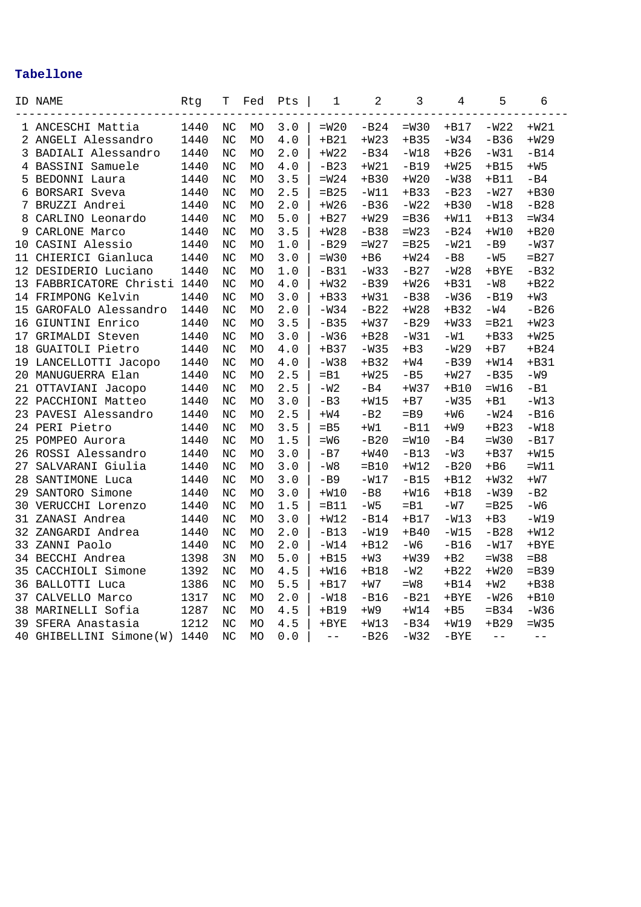## Tabellone

| ID | NAME | Rtg | T | Fed | Pts | 1 | 2 | 3 | 4 | 5 | 6 |
|---|---|---|---|---|---|---|---|---|---|---|---|
| 1 | ANCESCHI Mattia | 1440 | NC | MO | 3.0 | =W20 | -B24 | =W30 | +B17 | -W22 | +W21 |
| 2 | ANGELI Alessandro | 1440 | NC | MO | 4.0 | +B21 | +W23 | +B35 | -W34 | -B36 | +W29 |
| 3 | BADIALI Alessandro | 1440 | NC | MO | 2.0 | +W22 | -B34 | -W18 | +B26 | -W31 | -B14 |
| 4 | BASSINI Samuele | 1440 | NC | MO | 4.0 | -B23 | +W21 | -B19 | +W25 | +B15 | +W5 |
| 5 | BEDONNI Laura | 1440 | NC | MO | 3.5 | =W24 | +B30 | +W20 | -W38 | +B11 | -B4 |
| 6 | BORSARI Sveva | 1440 | NC | MO | 2.5 | =B25 | -W11 | +B33 | -B23 | -W27 | +B30 |
| 7 | BRUZZI Andrei | 1440 | NC | MO | 2.0 | +W26 | -B36 | -W22 | +B30 | -W18 | -B28 |
| 8 | CARLINO Leonardo | 1440 | NC | MO | 5.0 | +B27 | +W29 | =B36 | +W11 | +B13 | =W34 |
| 9 | CARLONE Marco | 1440 | NC | MO | 3.5 | +W28 | -B38 | =W23 | -B24 | +W10 | +B20 |
| 10 | CASINI Alessio | 1440 | NC | MO | 1.0 | -B29 | =W27 | =B25 | -W21 | -B9 | -W37 |
| 11 | CHIERICI Gianluca | 1440 | NC | MO | 3.0 | =W30 | +B6 | +W24 | -B8 | -W5 | =B27 |
| 12 | DESIDERIO Luciano | 1440 | NC | MO | 1.0 | -B31 | -W33 | -B27 | -W28 | +BYE | -B32 |
| 13 | FABBRICATORE Christi | 1440 | NC | MO | 4.0 | +W32 | -B39 | +W26 | +B31 | -W8 | +B22 |
| 14 | FRIMPONG Kelvin | 1440 | NC | MO | 3.0 | +B33 | +W31 | -B38 | -W36 | -B19 | +W3 |
| 15 | GAROFALO Alessandro | 1440 | NC | MO | 2.0 | -W34 | -B22 | +W28 | +B32 | -W4 | -B26 |
| 16 | GIUNTINI Enrico | 1440 | NC | MO | 3.5 | -B35 | +W37 | -B29 | +W33 | =B21 | +W23 |
| 17 | GRIMALDI Steven | 1440 | NC | MO | 3.0 | -W36 | +B28 | -W31 | -W1 | +B33 | +W25 |
| 18 | GUAITOLI Pietro | 1440 | NC | MO | 4.0 | +B37 | -W35 | +B3 | -W29 | +B7 | +B24 |
| 19 | LANCELLOTTI Jacopo | 1440 | NC | MO | 4.0 | -W38 | +B32 | +W4 | -B39 | +W14 | +B31 |
| 20 | MANUGUERRA Elan | 1440 | NC | MO | 2.5 | =B1 | +W25 | -B5 | +W27 | -B35 | -W9 |
| 21 | OTTAVIANI Jacopo | 1440 | NC | MO | 2.5 | -W2 | -B4 | +W37 | +B10 | =W16 | -B1 |
| 22 | PACCHIONI Matteo | 1440 | NC | MO | 3.0 | -B3 | +W15 | +B7 | -W35 | +B1 | -W13 |
| 23 | PAVESI Alessandro | 1440 | NC | MO | 2.5 | +W4 | -B2 | =B9 | +W6 | -W24 | -B16 |
| 24 | PERI Pietro | 1440 | NC | MO | 3.5 | =B5 | +W1 | -B11 | +W9 | +B23 | -W18 |
| 25 | POMPEO Aurora | 1440 | NC | MO | 1.5 | =W6 | -B20 | =W10 | -B4 | =W30 | -B17 |
| 26 | ROSSI Alessandro | 1440 | NC | MO | 3.0 | -B7 | +W40 | -B13 | -W3 | +B37 | +W15 |
| 27 | SALVARANI Giulia | 1440 | NC | MO | 3.0 | -W8 | =B10 | +W12 | -B20 | +B6 | =W11 |
| 28 | SANTIMONE Luca | 1440 | NC | MO | 3.0 | -B9 | -W17 | -B15 | +B12 | +W32 | +W7 |
| 29 | SANTORO Simone | 1440 | NC | MO | 3.0 | +W10 | -B8 | +W16 | +B18 | -W39 | -B2 |
| 30 | VERUCCHI Lorenzo | 1440 | NC | MO | 1.5 | =B11 | -W5 | =B1 | -W7 | =B25 | -W6 |
| 31 | ZANASI Andrea | 1440 | NC | MO | 3.0 | +W12 | -B14 | +B17 | -W13 | +B3 | -W19 |
| 32 | ZANGARDI Andrea | 1440 | NC | MO | 2.0 | -B13 | -W19 | +B40 | -W15 | -B28 | +W12 |
| 33 | ZANNI Paolo | 1440 | NC | MO | 2.0 | -W14 | +B12 | -W6 | -B16 | -W17 | +BYE |
| 34 | BECCHI Andrea | 1398 | 3N | MO | 5.0 | +B15 | +W3 | +W39 | +B2 | =W38 | =B8 |
| 35 | CACCHIOLI Simone | 1392 | NC | MO | 4.5 | +W16 | +B18 | -W2 | +B22 | +W20 | =B39 |
| 36 | BALLOTTI Luca | 1386 | NC | MO | 5.5 | +B17 | +W7 | =W8 | +B14 | +W2 | +B38 |
| 37 | CALVELLO Marco | 1317 | NC | MO | 2.0 | -W18 | -B16 | -B21 | +BYE | -W26 | +B10 |
| 38 | MARINELLI Sofia | 1287 | NC | MO | 4.5 | +B19 | +W9 | +W14 | +B5 | =B34 | -W36 |
| 39 | SFERA Anastasia | 1212 | NC | MO | 4.5 | +BYE | +W13 | -B34 | +W19 | +B29 | =W35 |
| 40 | GHIBELLINI Simone(W) | 1440 | NC | MO | 0.0 | -- | -B26 | -W32 | -BYE | -- | -- |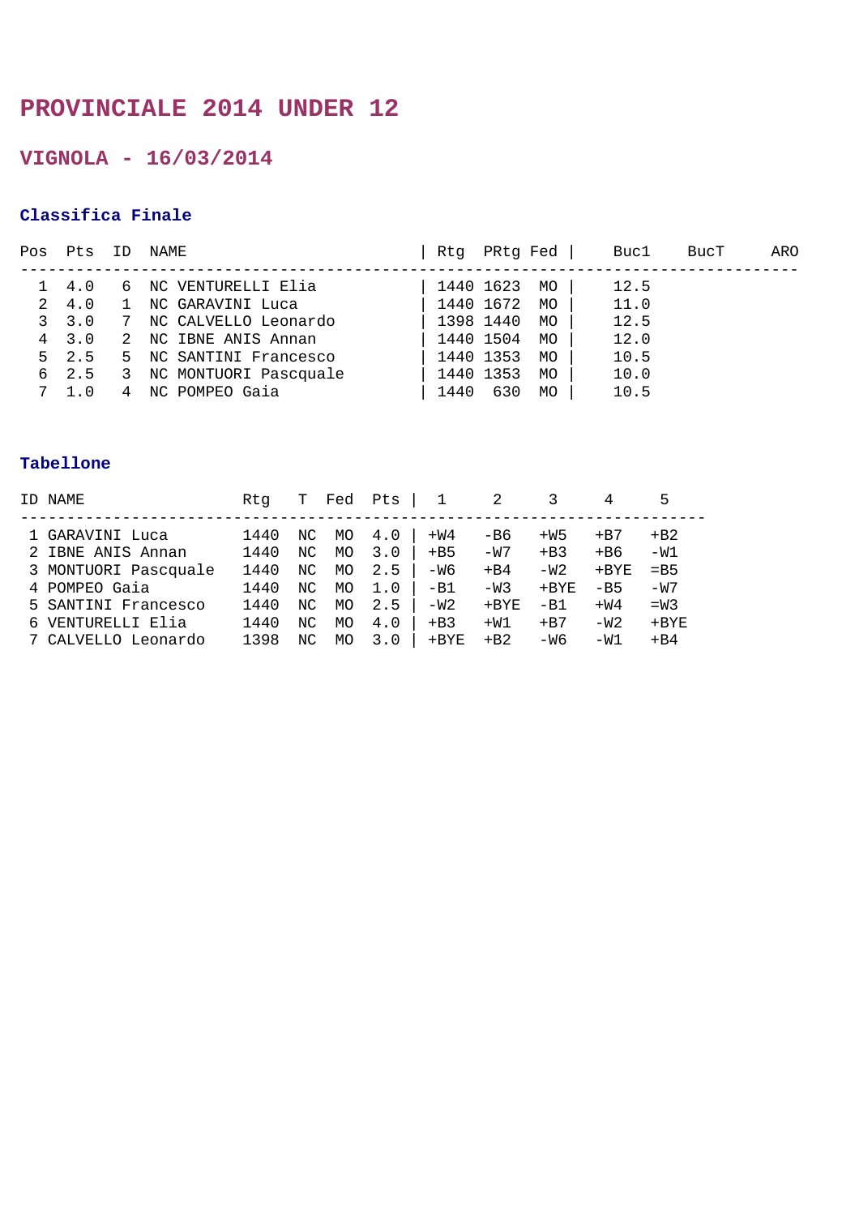# PROVINCIALE 2014 UNDER 12

## VIGNOLA - 16/03/2014

### Classifica Finale

| Pos | Pts | ID | NAME | Rtg | PRtg | Fed | Buc1 | BucT | ARO |
|---|---|---|---|---|---|---|---|---|---|
| 1 | 4.0 | 6 | NC VENTURELLI Elia | 1440 | 1623 | MO | 12.5 | | |
| 2 | 4.0 | 1 | NC GARAVINI Luca | 1440 | 1672 | MO | 11.0 | | |
| 3 | 3.0 | 7 | NC CALVELLO Leonardo | 1398 | 1440 | MO | 12.5 | | |
| 4 | 3.0 | 2 | NC IBNE ANIS Annan | 1440 | 1504 | MO | 12.0 | | |
| 5 | 2.5 | 5 | NC SANTINI Francesco | 1440 | 1353 | MO | 10.5 | | |
| 6 | 2.5 | 3 | NC MONTUORI Pascquale | 1440 | 1353 | MO | 10.0 | | |
| 7 | 1.0 | 4 | NC POMPEO Gaia | 1440 | 630 | MO | 10.5 | | |

### Tabellone

| ID | NAME | Rtg | T | Fed | Pts | 1 | 2 | 3 | 4 | 5 |
|---|---|---|---|---|---|---|---|---|---|---|
| 1 | GARAVINI Luca | 1440 | NC | MO | 4.0 | +W4 | -B6 | +W5 | +B7 | +B2 |
| 2 | IBNE ANIS Annan | 1440 | NC | MO | 3.0 | +B5 | -W7 | +B3 | +B6 | -W1 |
| 3 | MONTUORI Pascquale | 1440 | NC | MO | 2.5 | -W6 | +B4 | -W2 | +BYE | =B5 |
| 4 | POMPEO Gaia | 1440 | NC | MO | 1.0 | -B1 | -W3 | +BYE | -B5 | -W7 |
| 5 | SANTINI Francesco | 1440 | NC | MO | 2.5 | -W2 | +BYE | -B1 | +W4 | =W3 |
| 6 | VENTURELLI Elia | 1440 | NC | MO | 4.0 | +B3 | +W1 | +B7 | -W2 | +BYE |
| 7 | CALVELLO Leonardo | 1398 | NC | MO | 3.0 | +BYE | +B2 | -W6 | -W1 | +B4 |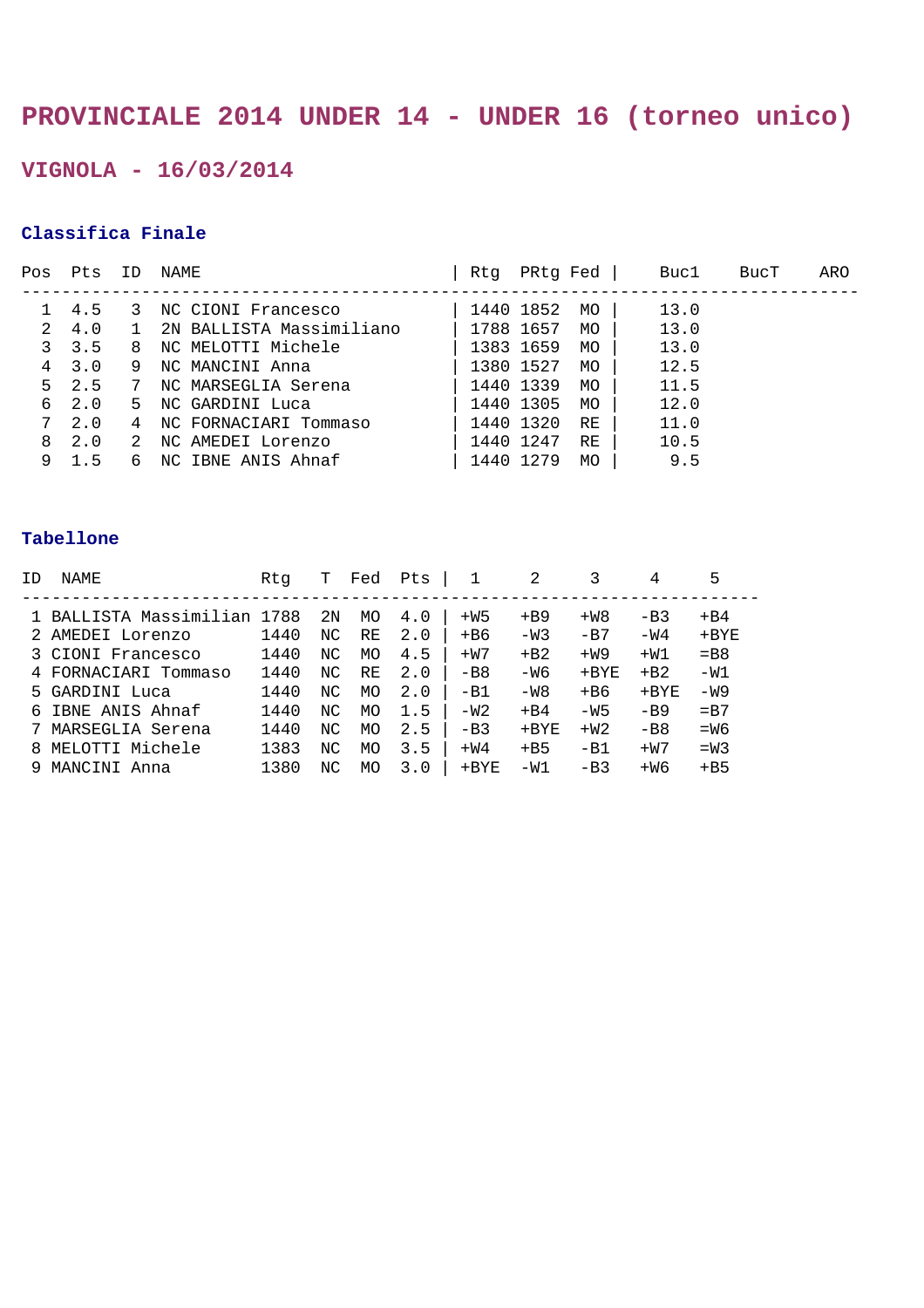# PROVINCIALE 2014 UNDER 14 - UNDER 16 (torneo unico)

## VIGNOLA - 16/03/2014

### Classifica Finale

| Pos | Pts | ID | NAME | Rtg | PRtg | Fed | Buc1 | BucT | ARO |
|---|---|---|---|---|---|---|---|---|---|
| 1 | 4.5 | 3 | NC CIONI Francesco | 1440 | 1852 | MO | 13.0 | | |
| 2 | 4.0 | 1 | 2N BALLISTA Massimiliano | 1788 | 1657 | MO | 13.0 | | |
| 3 | 3.5 | 8 | NC MELOTTI Michele | 1383 | 1659 | MO | 13.0 | | |
| 4 | 3.0 | 9 | NC MANCINI Anna | 1380 | 1527 | MO | 12.5 | | |
| 5 | 2.5 | 7 | NC MARSEGLIA Serena | 1440 | 1339 | MO | 11.5 | | |
| 6 | 2.0 | 5 | NC GARDINI Luca | 1440 | 1305 | MO | 12.0 | | |
| 7 | 2.0 | 4 | NC FORNACIARI Tommaso | 1440 | 1320 | RE | 11.0 | | |
| 8 | 2.0 | 2 | NC AMEDEI Lorenzo | 1440 | 1247 | RE | 10.5 | | |
| 9 | 1.5 | 6 | NC IBNE ANIS Ahnaf | 1440 | 1279 | MO | 9.5 | | |

### Tabellone

| ID | NAME | Rtg | T | Fed | Pts | 1 | 2 | 3 | 4 | 5 |
|---|---|---|---|---|---|---|---|---|---|---|
| 1 | BALLISTA Massimilian | 1788 | 2N | MO | 4.0 | +W5 | +B9 | +W8 | -B3 | +B4 |
| 2 | AMEDEI Lorenzo | 1440 | NC | RE | 2.0 | +B6 | -W3 | -B7 | -W4 | +BYE |
| 3 | CIONI Francesco | 1440 | NC | MO | 4.5 | +W7 | +B2 | +W9 | +W1 | =B8 |
| 4 | FORNACIARI Tommaso | 1440 | NC | RE | 2.0 | -B8 | -W6 | +BYE | +B2 | -W1 |
| 5 | GARDINI Luca | 1440 | NC | MO | 2.0 | -B1 | -W8 | +B6 | +BYE | -W9 |
| 6 | IBNE ANIS Ahnaf | 1440 | NC | MO | 1.5 | -W2 | +B4 | -W5 | -B9 | =B7 |
| 7 | MARSEGLIA Serena | 1440 | NC | MO | 2.5 | -B3 | +BYE | +W2 | -B8 | =W6 |
| 8 | MELOTTI Michele | 1383 | NC | MO | 3.5 | +W4 | +B5 | -B1 | +W7 | =W3 |
| 9 | MANCINI Anna | 1380 | NC | MO | 3.0 | +BYE | -W1 | -B3 | +W6 | +B5 |